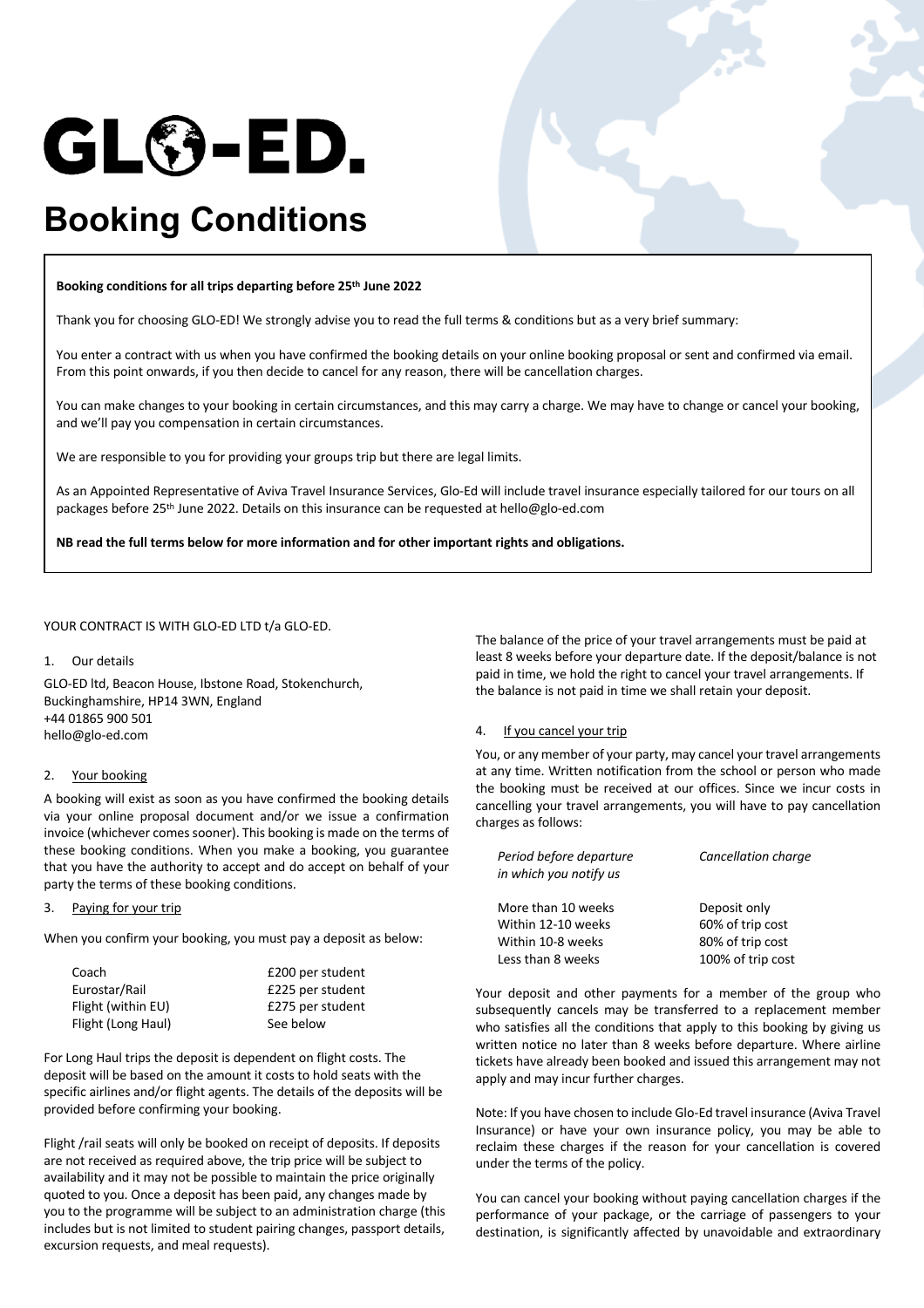# GLO-ED.

# Booking Conditions

**Booking conditions for all trips departing before 25th June 2022**

Thank you for choosing GLO-ED! We strongly advise you to read the full terms & conditions but as a very brief summary:

You enter a contract with us when you have confirmed the booking details on your online booking proposal or sent and confirmed via email. From this point onwards, if you then decide to cancel for any reason, there will be cancellation charges.

You can make changes to your booking in certain circumstances, and this may carry a charge. We may have to change or cancel your booking, and we'll pay you compensation in certain circumstances.

We are responsible to you for providing your groups trip but there are legal limits.

As an Appointed Representative of Aviva Travel Insurance Services, Glo-Ed will include travel insurance especially tailored for our tours on all packages before 25th June 2022. Details on this insurance can be requested at hello@glo-ed.com

**NB read the full terms below for more information and for other important rights and obligations.**

YOUR CONTRACT IS WITH GLO-ED LTD t/a GLO-ED.

1. Our details

GLO-ED ltd, Beacon House, Ibstone Road, Stokenchurch, Buckinghamshire, HP14 3WN, England
+44 01865 900 501
hello@glo-ed.com

2. Your booking

A booking will exist as soon as you have confirmed the booking details via your online proposal document and/or we issue a confirmation invoice (whichever comes sooner). This booking is made on the terms of these booking conditions. When you make a booking, you guarantee that you have the authority to accept and do accept on behalf of your party the terms of these booking conditions.

3. Paying for your trip

When you confirm your booking, you must pay a deposit as below:

| | |
|---|---|
| Coach | £200 per student |
| Eurostar/Rail | £225 per student |
| Flight (within EU) | £275 per student |
| Flight (Long Haul) | See below |

For Long Haul trips the deposit is dependent on flight costs. The deposit will be based on the amount it costs to hold seats with the specific airlines and/or flight agents. The details of the deposits will be provided before confirming your booking.

Flight /rail seats will only be booked on receipt of deposits. If deposits are not received as required above, the trip price will be subject to availability and it may not be possible to maintain the price originally quoted to you. Once a deposit has been paid, any changes made by you to the programme will be subject to an administration charge (this includes but is not limited to student pairing changes, passport details, excursion requests, and meal requests).

The balance of the price of your travel arrangements must be paid at least 8 weeks before your departure date. If the deposit/balance is not paid in time, we hold the right to cancel your travel arrangements. If the balance is not paid in time we shall retain your deposit.

4. If you cancel your trip

You, or any member of your party, may cancel your travel arrangements at any time. Written notification from the school or person who made the booking must be received at our offices. Since we incur costs in cancelling your travel arrangements, you will have to pay cancellation charges as follows:

| *Period before departure in which you notify us* | *Cancellation charge* |
|---|---|
| More than 10 weeks | Deposit only |
| Within 12-10 weeks | 60% of trip cost |
| Within 10-8 weeks | 80% of trip cost |
| Less than 8 weeks | 100% of trip cost |

Your deposit and other payments for a member of the group who subsequently cancels may be transferred to a replacement member who satisfies all the conditions that apply to this booking by giving us written notice no later than 8 weeks before departure. Where airline tickets have already been booked and issued this arrangement may not apply and may incur further charges.

Note: If you have chosen to include Glo-Ed travel insurance (Aviva Travel Insurance) or have your own insurance policy, you may be able to reclaim these charges if the reason for your cancellation is covered under the terms of the policy.

You can cancel your booking without paying cancellation charges if the performance of your package, or the carriage of passengers to your destination, is significantly affected by unavoidable and extraordinary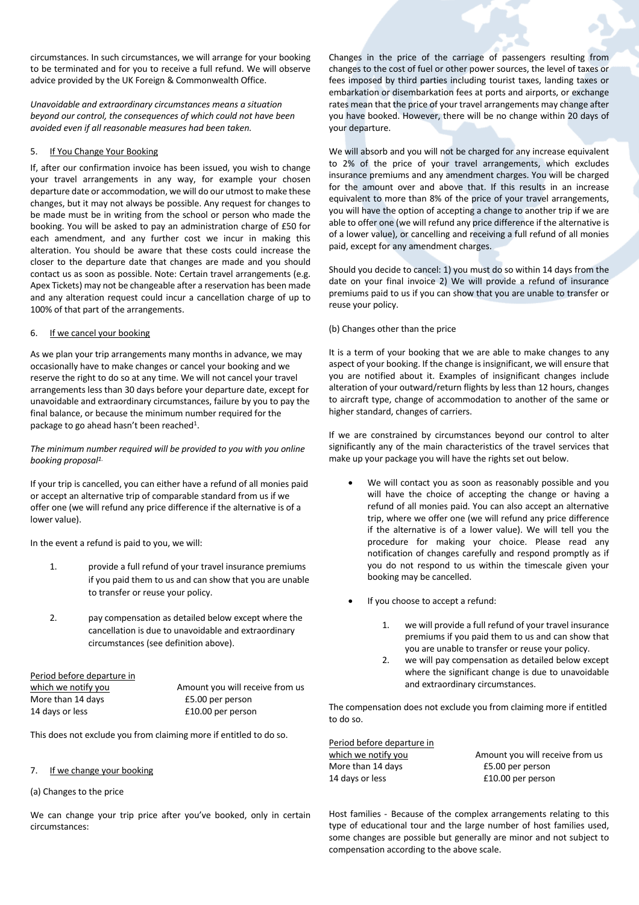circumstances. In such circumstances, we will arrange for your booking to be terminated and for you to receive a full refund. We will observe advice provided by the UK Foreign & Commonwealth Office.

*Unavoidable and extraordinary circumstances means a situation beyond our control, the consequences of which could not have been avoided even if all reasonable measures had been taken.*

5. If You Change Your Booking

If, after our confirmation invoice has been issued, you wish to change your travel arrangements in any way, for example your chosen departure date or accommodation, we will do our utmost to make these changes, but it may not always be possible. Any request for changes to be made must be in writing from the school or person who made the booking. You will be asked to pay an administration charge of £50 for each amendment, and any further cost we incur in making this alteration. You should be aware that these costs could increase the closer to the departure date that changes are made and you should contact us as soon as possible. Note: Certain travel arrangements (e.g. Apex Tickets) may not be changeable after a reservation has been made and any alteration request could incur a cancellation charge of up to 100% of that part of the arrangements.

6. If we cancel your booking

As we plan your trip arrangements many months in advance, we may occasionally have to make changes or cancel your booking and we reserve the right to do so at any time. We will not cancel your travel arrangements less than 30 days before your departure date, except for unavoidable and extraordinary circumstances, failure by you to pay the final balance, or because the minimum number required for the package to go ahead hasn't been reached[1].

*The minimum number required will be provided to you with you online booking proposal[1].*

If your trip is cancelled, you can either have a refund of all monies paid or accept an alternative trip of comparable standard from us if we offer one (we will refund any price difference if the alternative is of a lower value).

In the event a refund is paid to you, we will:

1. provide a full refund of your travel insurance premiums if you paid them to us and can show that you are unable to transfer or reuse your policy.
2. pay compensation as detailed below except where the cancellation is due to unavoidable and extraordinary circumstances (see definition above).

| Period before departure in which we notify you | Amount you will receive from us |
|---|---|
| More than 14 days | £5.00 per person |
| 14 days or less | £10.00 per person |

This does not exclude you from claiming more if entitled to do so.

7. If we change your booking

(a) Changes to the price

We can change your trip price after you've booked, only in certain circumstances:

Changes in the price of the carriage of passengers resulting from changes to the cost of fuel or other power sources, the level of taxes or fees imposed by third parties including tourist taxes, landing taxes or embarkation or disembarkation fees at ports and airports, or exchange rates mean that the price of your travel arrangements may change after you have booked. However, there will be no change within 20 days of your departure.

We will absorb and you will not be charged for any increase equivalent to 2% of the price of your travel arrangements, which excludes insurance premiums and any amendment charges. You will be charged for the amount over and above that. If this results in an increase equivalent to more than 8% of the price of your travel arrangements, you will have the option of accepting a change to another trip if we are able to offer one (we will refund any price difference if the alternative is of a lower value), or cancelling and receiving a full refund of all monies paid, except for any amendment charges.

Should you decide to cancel: 1) you must do so within 14 days from the date on your final invoice 2) We will provide a refund of insurance premiums paid to us if you can show that you are unable to transfer or reuse your policy.

(b) Changes other than the price

It is a term of your booking that we are able to make changes to any aspect of your booking. If the change is insignificant, we will ensure that you are notified about it. Examples of insignificant changes include alteration of your outward/return flights by less than 12 hours, changes to aircraft type, change of accommodation to another of the same or higher standard, changes of carriers.

If we are constrained by circumstances beyond our control to alter significantly any of the main characteristics of the travel services that make up your package you will have the rights set out below.

- We will contact you as soon as reasonably possible and you will have the choice of accepting the change or having a refund of all monies paid. You can also accept an alternative trip, where we offer one (we will refund any price difference if the alternative is of a lower value). We will tell you the procedure for making your choice. Please read any notification of changes carefully and respond promptly as if you do not respond to us within the timescale given your booking may be cancelled.
- If you choose to accept a refund:
  1. we will provide a full refund of your travel insurance premiums if you paid them to us and can show that you are unable to transfer or reuse your policy.
  2. we will pay compensation as detailed below except where the significant change is due to unavoidable and extraordinary circumstances.

The compensation does not exclude you from claiming more if entitled to do so.

| Period before departure in which we notify you | Amount you will receive from us |
|---|---|
| More than 14 days | £5.00 per person |
| 14 days or less | £10.00 per person |

Host families - Because of the complex arrangements relating to this type of educational tour and the large number of host families used, some changes are possible but generally are minor and not subject to compensation according to the above scale.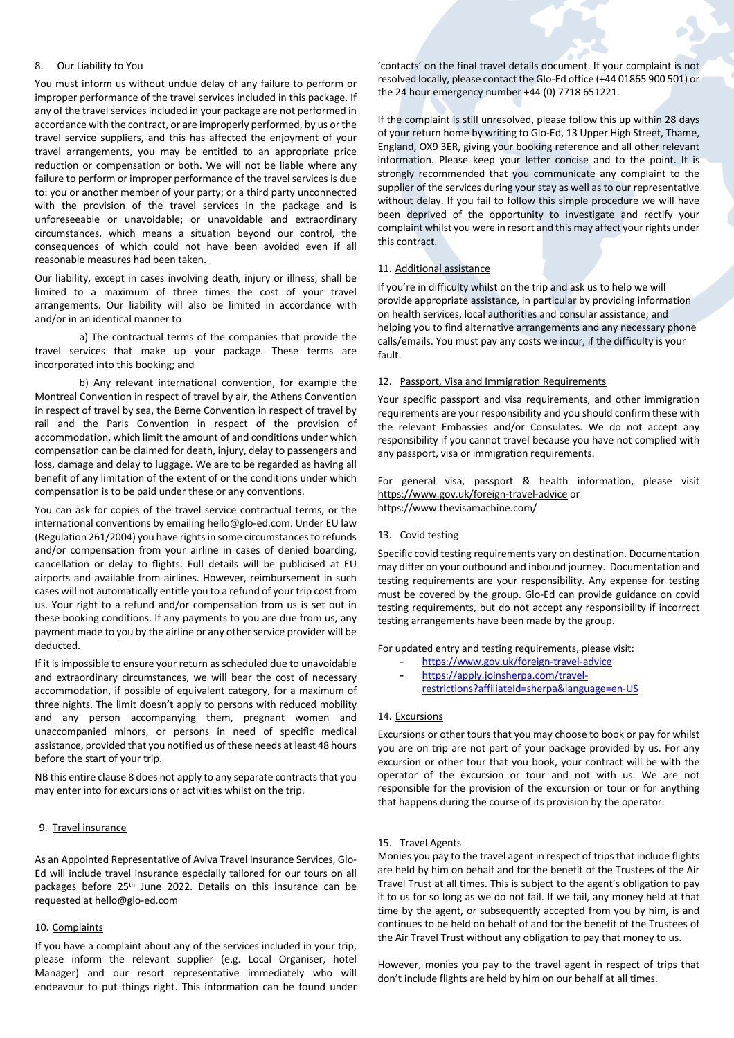## 8. Our Liability to You

You must inform us without undue delay of any failure to perform or improper performance of the travel services included in this package. If any of the travel services included in your package are not performed in accordance with the contract, or are improperly performed, by us or the travel service suppliers, and this has affected the enjoyment of your travel arrangements, you may be entitled to an appropriate price reduction or compensation or both. We will not be liable where any failure to perform or improper performance of the travel services is due to: you or another member of your party; or a third party unconnected with the provision of the travel services in the package and is unforeseeable or unavoidable; or unavoidable and extraordinary circumstances, which means a situation beyond our control, the consequences of which could not have been avoided even if all reasonable measures had been taken.

Our liability, except in cases involving death, injury or illness, shall be limited to a maximum of three times the cost of your travel arrangements. Our liability will also be limited in accordance with and/or in an identical manner to

a) The contractual terms of the companies that provide the travel services that make up your package. These terms are incorporated into this booking; and

b) Any relevant international convention, for example the Montreal Convention in respect of travel by air, the Athens Convention in respect of travel by sea, the Berne Convention in respect of travel by rail and the Paris Convention in respect of the provision of accommodation, which limit the amount of and conditions under which compensation can be claimed for death, injury, delay to passengers and loss, damage and delay to luggage. We are to be regarded as having all benefit of any limitation of the extent of or the conditions under which compensation is to be paid under these or any conventions.

You can ask for copies of the travel service contractual terms, or the international conventions by emailing hello@glo-ed.com. Under EU law (Regulation 261/2004) you have rights in some circumstances to refunds and/or compensation from your airline in cases of denied boarding, cancellation or delay to flights. Full details will be publicised at EU airports and available from airlines. However, reimbursement in such cases will not automatically entitle you to a refund of your trip cost from us. Your right to a refund and/or compensation from us is set out in these booking conditions. If any payments to you are due from us, any payment made to you by the airline or any other service provider will be deducted.

If it is impossible to ensure your return as scheduled due to unavoidable and extraordinary circumstances, we will bear the cost of necessary accommodation, if possible of equivalent category, for a maximum of three nights. The limit doesn't apply to persons with reduced mobility and any person accompanying them, pregnant women and unaccompanied minors, or persons in need of specific medical assistance, provided that you notified us of these needs at least 48 hours before the start of your trip.

NB this entire clause 8 does not apply to any separate contracts that you may enter into for excursions or activities whilst on the trip.

## 9. Travel insurance

As an Appointed Representative of Aviva Travel Insurance Services, Glo-Ed will include travel insurance especially tailored for our tours on all packages before 25th June 2022. Details on this insurance can be requested at hello@glo-ed.com

## 10. Complaints

If you have a complaint about any of the services included in your trip, please inform the relevant supplier (e.g. Local Organiser, hotel Manager) and our resort representative immediately who will endeavour to put things right. This information can be found under 'contacts' on the final travel details document. If your complaint is not resolved locally, please contact the Glo-Ed office (+44 01865 900 501) or the 24 hour emergency number +44 (0) 7718 651221.

If the complaint is still unresolved, please follow this up within 28 days of your return home by writing to Glo-Ed, 13 Upper High Street, Thame, England, OX9 3ER, giving your booking reference and all other relevant information. Please keep your letter concise and to the point. It is strongly recommended that you communicate any complaint to the supplier of the services during your stay as well as to our representative without delay. If you fail to follow this simple procedure we will have been deprived of the opportunity to investigate and rectify your complaint whilst you were in resort and this may affect your rights under this contract.

## 11. Additional assistance

If you're in difficulty whilst on the trip and ask us to help we will provide appropriate assistance, in particular by providing information on health services, local authorities and consular assistance; and helping you to find alternative arrangements and any necessary phone calls/emails. You must pay any costs we incur, if the difficulty is your fault.

## 12. Passport, Visa and Immigration Requirements

Your specific passport and visa requirements, and other immigration requirements are your responsibility and you should confirm these with the relevant Embassies and/or Consulates. We do not accept any responsibility if you cannot travel because you have not complied with any passport, visa or immigration requirements.

For general visa, passport & health information, please visit https://www.gov.uk/foreign-travel-advice or https://www.thevisamachine.com/

## 13. Covid testing

Specific covid testing requirements vary on destination. Documentation may differ on your outbound and inbound journey. Documentation and testing requirements are your responsibility. Any expense for testing must be covered by the group. Glo-Ed can provide guidance on covid testing requirements, but do not accept any responsibility if incorrect testing arrangements have been made by the group.

For updated entry and testing requirements, please visit:

- https://www.gov.uk/foreign-travel-advice
- https://apply.joinsherpa.com/travel-restrictions?affiliateId=sherpa&language=en-US

## 14. Excursions

Excursions or other tours that you may choose to book or pay for whilst you are on trip are not part of your package provided by us. For any excursion or other tour that you book, your contract will be with the operator of the excursion or tour and not with us. We are not responsible for the provision of the excursion or tour or for anything that happens during the course of its provision by the operator.

## 15. Travel Agents

Monies you pay to the travel agent in respect of trips that include flights are held by him on behalf and for the benefit of the Trustees of the Air Travel Trust at all times. This is subject to the agent's obligation to pay it to us for so long as we do not fail. If we fail, any money held at that time by the agent, or subsequently accepted from you by him, is and continues to be held on behalf of and for the benefit of the Trustees of the Air Travel Trust without any obligation to pay that money to us.

However, monies you pay to the travel agent in respect of trips that don't include flights are held by him on our behalf at all times.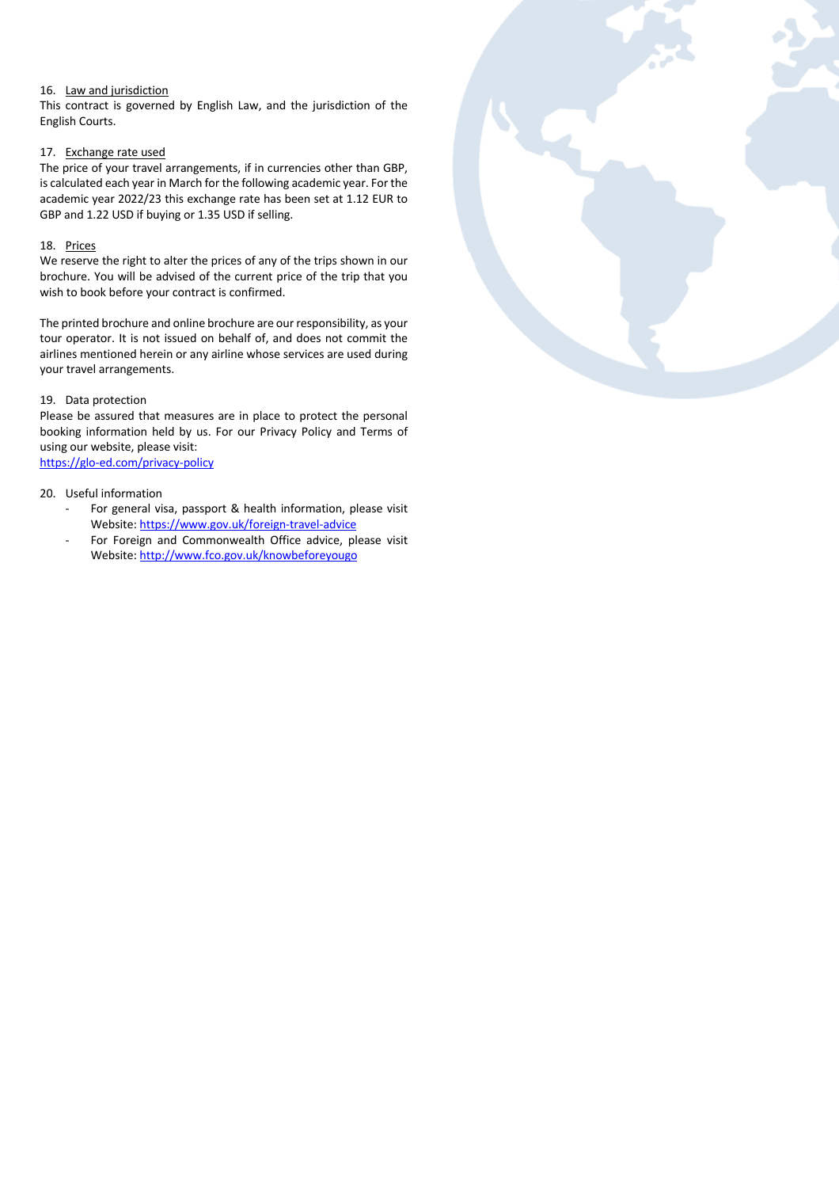16. Law and jurisdiction

This contract is governed by English Law, and the jurisdiction of the English Courts.

17. Exchange rate used

The price of your travel arrangements, if in currencies other than GBP, is calculated each year in March for the following academic year. For the academic year 2022/23 this exchange rate has been set at 1.12 EUR to GBP and 1.22 USD if buying or 1.35 USD if selling.

18. Prices

We reserve the right to alter the prices of any of the trips shown in our brochure. You will be advised of the current price of the trip that you wish to book before your contract is confirmed.

The printed brochure and online brochure are our responsibility, as your tour operator. It is not issued on behalf of, and does not commit the airlines mentioned herein or any airline whose services are used during your travel arrangements.

19. Data protection

Please be assured that measures are in place to protect the personal booking information held by us. For our Privacy Policy and Terms of using our website, please visit:
https://glo-ed.com/privacy-policy

20. Useful information

- For general visa, passport & health information, please visit Website: https://www.gov.uk/foreign-travel-advice
- For Foreign and Commonwealth Office advice, please visit Website: http://www.fco.gov.uk/knowbeforeyougo